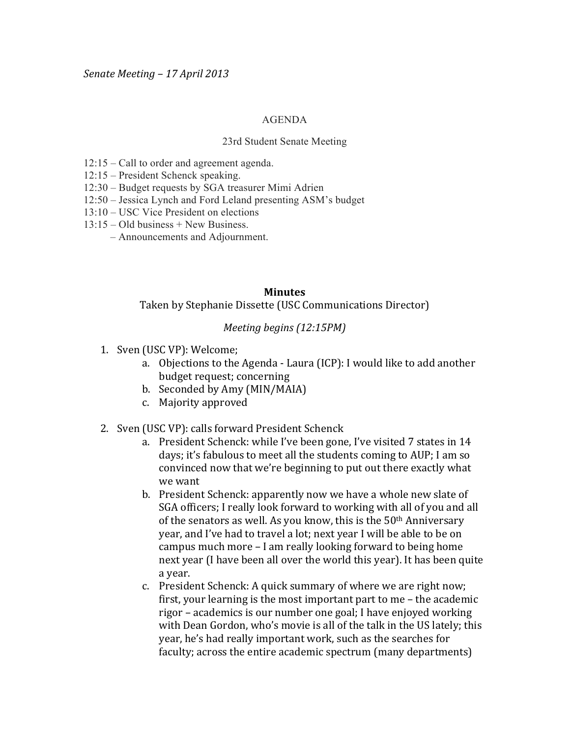*Senate Meeting – 17 April 2013*

AGENDA

23rd Student Senate Meeting

12:15 – Call to order and agreement agenda.
12:15 – President Schenck speaking.
12:30 – Budget requests by SGA treasurer Mimi Adrien
12:50 – Jessica Lynch and Ford Leland presenting ASM's budget
13:10 – USC Vice President on elections
13:15 – Old business + New Business.
– Announcements and Adjournment.

**Minutes**

Taken by Stephanie Dissette (USC Communications Director)

*Meeting begins (12:15PM)*

1. Sven (USC VP): Welcome;
    a. Objections to the Agenda - Laura (ICP): I would like to add another budget request; concerning
    b. Seconded by Amy (MIN/MAIA)
    c. Majority approved

2. Sven (USC VP): calls forward President Schenck
    a. President Schenck: while I've been gone, I've visited 7 states in 14 days; it's fabulous to meet all the students coming to AUP; I am so convinced now that we're beginning to put out there exactly what we want
    b. President Schenck: apparently now we have a whole new slate of SGA officers; I really look forward to working with all of you and all of the senators as well. As you know, this is the 50th Anniversary year, and I've had to travel a lot; next year I will be able to be on campus much more – I am really looking forward to being home next year (I have been all over the world this year). It has been quite a year.
    c. President Schenck: A quick summary of where we are right now; first, your learning is the most important part to me – the academic rigor – academics is our number one goal; I have enjoyed working with Dean Gordon, who's movie is all of the talk in the US lately; this year, he's had really important work, such as the searches for faculty; across the entire academic spectrum (many departments)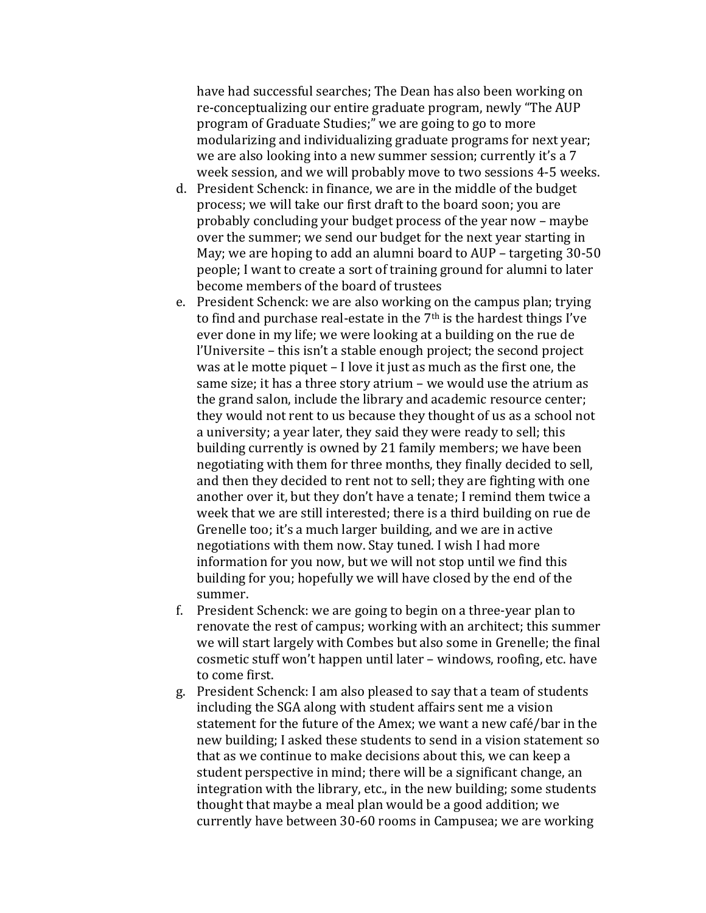have had successful searches; The Dean has also been working on re-conceptualizing our entire graduate program, newly "The AUP program of Graduate Studies;" we are going to go to more modularizing and individualizing graduate programs for next year; we are also looking into a new summer session; currently it's a 7 week session, and we will probably move to two sessions 4-5 weeks.

d. President Schenck: in finance, we are in the middle of the budget process; we will take our first draft to the board soon; you are probably concluding your budget process of the year now – maybe over the summer; we send our budget for the next year starting in May; we are hoping to add an alumni board to AUP – targeting 30-50 people; I want to create a sort of training ground for alumni to later become members of the board of trustees

e. President Schenck: we are also working on the campus plan; trying to find and purchase real-estate in the 7th is the hardest things I've ever done in my life; we were looking at a building on the rue de l'Universite – this isn't a stable enough project; the second project was at le motte piquet – I love it just as much as the first one, the same size; it has a three story atrium – we would use the atrium as the grand salon, include the library and academic resource center; they would not rent to us because they thought of us as a school not a university; a year later, they said they were ready to sell; this building currently is owned by 21 family members; we have been negotiating with them for three months, they finally decided to sell, and then they decided to rent not to sell; they are fighting with one another over it, but they don't have a tenate; I remind them twice a week that we are still interested; there is a third building on rue de Grenelle too; it's a much larger building, and we are in active negotiations with them now. Stay tuned. I wish I had more information for you now, but we will not stop until we find this building for you; hopefully we will have closed by the end of the summer.

f. President Schenck: we are going to begin on a three-year plan to renovate the rest of campus; working with an architect; this summer we will start largely with Combes but also some in Grenelle; the final cosmetic stuff won't happen until later – windows, roofing, etc. have to come first.

g. President Schenck: I am also pleased to say that a team of students including the SGA along with student affairs sent me a vision statement for the future of the Amex; we want a new café/bar in the new building; I asked these students to send in a vision statement so that as we continue to make decisions about this, we can keep a student perspective in mind; there will be a significant change, an integration with the library, etc., in the new building; some students thought that maybe a meal plan would be a good addition; we currently have between 30-60 rooms in Campusea; we are working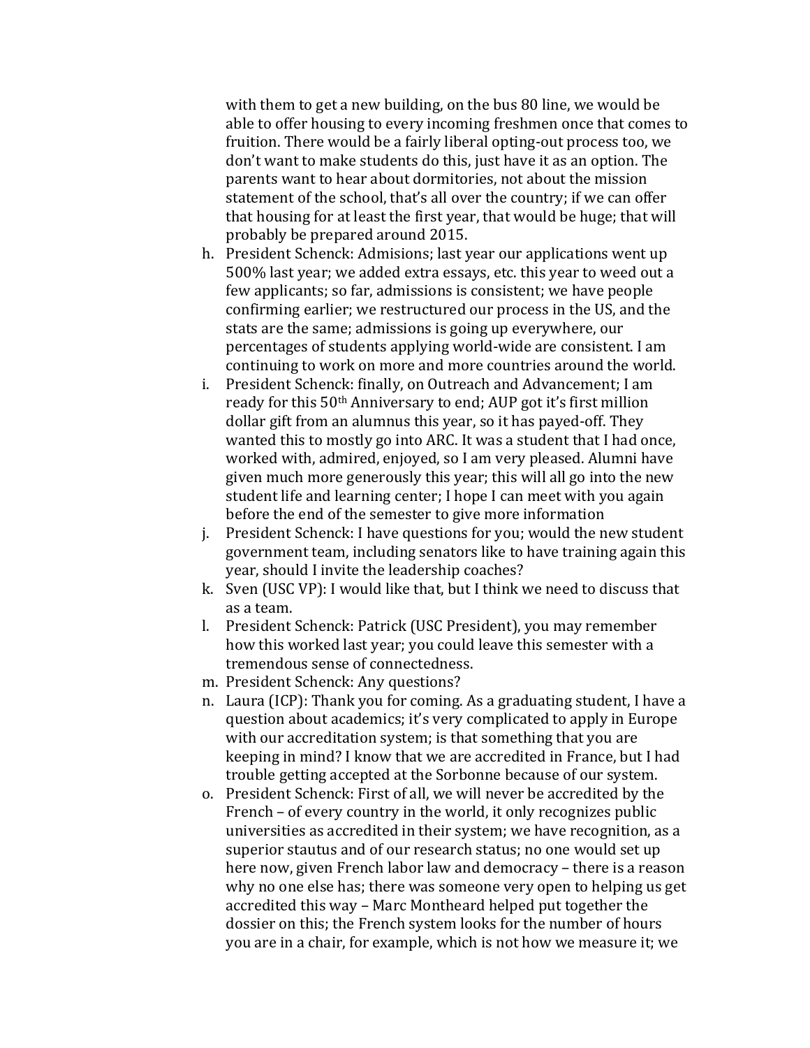with them to get a new building, on the bus 80 line, we would be able to offer housing to every incoming freshmen once that comes to fruition. There would be a fairly liberal opting-out process too, we don't want to make students do this, just have it as an option. The parents want to hear about dormitories, not about the mission statement of the school, that's all over the country; if we can offer that housing for at least the first year, that would be huge; that will probably be prepared around 2015.

h. President Schenck: Admisions; last year our applications went up 500% last year; we added extra essays, etc. this year to weed out a few applicants; so far, admissions is consistent; we have people confirming earlier; we restructured our process in the US, and the stats are the same; admissions is going up everywhere, our percentages of students applying world-wide are consistent. I am continuing to work on more and more countries around the world.
i. President Schenck: finally, on Outreach and Advancement; I am ready for this 50th Anniversary to end; AUP got it's first million dollar gift from an alumnus this year, so it has payed-off. They wanted this to mostly go into ARC. It was a student that I had once, worked with, admired, enjoyed, so I am very pleased. Alumni have given much more generously this year; this will all go into the new student life and learning center; I hope I can meet with you again before the end of the semester to give more information
j. President Schenck: I have questions for you; would the new student government team, including senators like to have training again this year, should I invite the leadership coaches?
k. Sven (USC VP): I would like that, but I think we need to discuss that as a team.
l. President Schenck: Patrick (USC President), you may remember how this worked last year; you could leave this semester with a tremendous sense of connectedness.
m. President Schenck: Any questions?
n. Laura (ICP): Thank you for coming. As a graduating student, I have a question about academics; it's very complicated to apply in Europe with our accreditation system; is that something that you are keeping in mind? I know that we are accredited in France, but I had trouble getting accepted at the Sorbonne because of our system.
o. President Schenck: First of all, we will never be accredited by the French – of every country in the world, it only recognizes public universities as accredited in their system; we have recognition, as a superior stautus and of our research status; no one would set up here now, given French labor law and democracy – there is a reason why no one else has; there was someone very open to helping us get accredited this way – Marc Montheard helped put together the dossier on this; the French system looks for the number of hours you are in a chair, for example, which is not how we measure it; we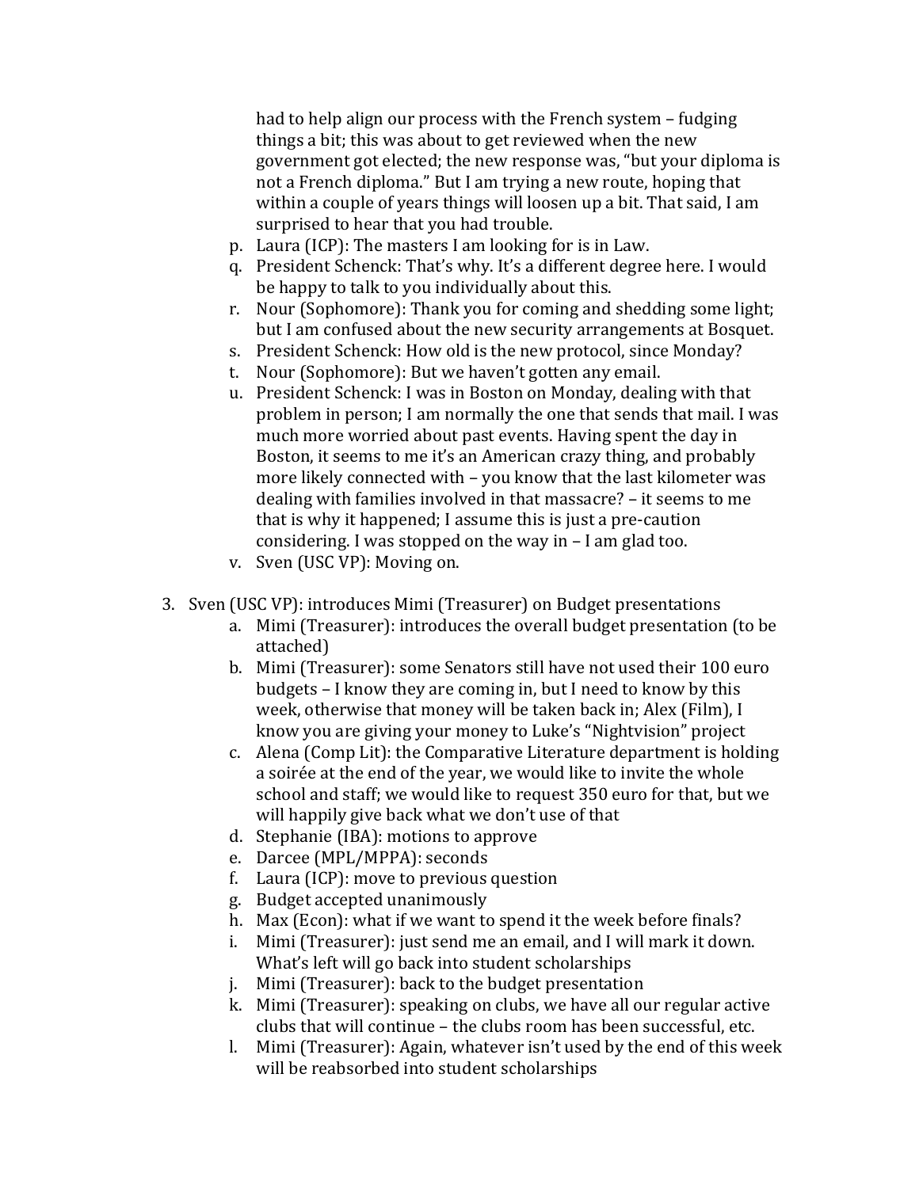had to help align our process with the French system – fudging things a bit; this was about to get reviewed when the new government got elected; the new response was, "but your diploma is not a French diploma." But I am trying a new route, hoping that within a couple of years things will loosen up a bit. That said, I am surprised to hear that you had trouble.

   p. Laura (ICP): The masters I am looking for is in Law.
   q. President Schenck: That's why. It's a different degree here. I would be happy to talk to you individually about this.
   r. Nour (Sophomore): Thank you for coming and shedding some light; but I am confused about the new security arrangements at Bosquet.
   s. President Schenck: How old is the new protocol, since Monday?
   t. Nour (Sophomore): But we haven't gotten any email.
   u. President Schenck: I was in Boston on Monday, dealing with that problem in person; I am normally the one that sends that mail. I was much more worried about past events. Having spent the day in Boston, it seems to me it's an American crazy thing, and probably more likely connected with – you know that the last kilometer was dealing with families involved in that massacre? – it seems to me that is why it happened; I assume this is just a pre-caution considering. I was stopped on the way in – I am glad too.
   v. Sven (USC VP): Moving on.

3. Sven (USC VP): introduces Mimi (Treasurer) on Budget presentations
   a. Mimi (Treasurer): introduces the overall budget presentation (to be attached)
   b. Mimi (Treasurer): some Senators still have not used their 100 euro budgets – I know they are coming in, but I need to know by this week, otherwise that money will be taken back in; Alex (Film), I know you are giving your money to Luke's "Nightvision" project
   c. Alena (Comp Lit): the Comparative Literature department is holding a soirée at the end of the year, we would like to invite the whole school and staff; we would like to request 350 euro for that, but we will happily give back what we don't use of that
   d. Stephanie (IBA): motions to approve
   e. Darcee (MPL/MPPA): seconds
   f. Laura (ICP): move to previous question
   g. Budget accepted unanimously
   h. Max (Econ): what if we want to spend it the week before finals?
   i. Mimi (Treasurer): just send me an email, and I will mark it down. What's left will go back into student scholarships
   j. Mimi (Treasurer): back to the budget presentation
   k. Mimi (Treasurer): speaking on clubs, we have all our regular active clubs that will continue – the clubs room has been successful, etc.
   l. Mimi (Treasurer): Again, whatever isn't used by the end of this week will be reabsorbed into student scholarships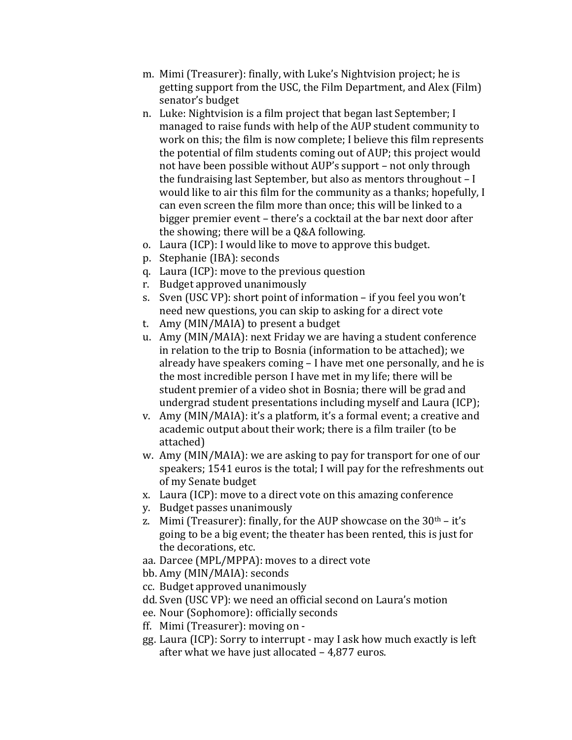m. Mimi (Treasurer): finally, with Luke's Nightvision project; he is getting support from the USC, the Film Department, and Alex (Film) senator's budget
n. Luke: Nightvision is a film project that began last September; I managed to raise funds with help of the AUP student community to work on this; the film is now complete; I believe this film represents the potential of film students coming out of AUP; this project would not have been possible without AUP's support – not only through the fundraising last September, but also as mentors throughout – I would like to air this film for the community as a thanks; hopefully, I can even screen the film more than once; this will be linked to a bigger premier event – there's a cocktail at the bar next door after the showing; there will be a Q&A following.
o. Laura (ICP): I would like to move to approve this budget.
p. Stephanie (IBA): seconds
q. Laura (ICP): move to the previous question
r. Budget approved unanimously
s. Sven (USC VP): short point of information – if you feel you won't need new questions, you can skip to asking for a direct vote
t. Amy (MIN/MAIA) to present a budget
u. Amy (MIN/MAIA): next Friday we are having a student conference in relation to the trip to Bosnia (information to be attached); we already have speakers coming – I have met one personally, and he is the most incredible person I have met in my life; there will be student premier of a video shot in Bosnia; there will be grad and undergrad student presentations including myself and Laura (ICP);
v. Amy (MIN/MAIA): it's a platform, it's a formal event; a creative and academic output about their work; there is a film trailer (to be attached)
w. Amy (MIN/MAIA): we are asking to pay for transport for one of our speakers; 1541 euros is the total; I will pay for the refreshments out of my Senate budget
x. Laura (ICP): move to a direct vote on this amazing conference
y. Budget passes unanimously
z. Mimi (Treasurer): finally, for the AUP showcase on the 30th – it's going to be a big event; the theater has been rented, this is just for the decorations, etc.
aa. Darcee (MPL/MPPA): moves to a direct vote
bb. Amy (MIN/MAIA): seconds
cc. Budget approved unanimously
dd. Sven (USC VP): we need an official second on Laura's motion
ee. Nour (Sophomore): officially seconds
ff. Mimi (Treasurer): moving on -
gg. Laura (ICP): Sorry to interrupt - may I ask how much exactly is left after what we have just allocated – 4,877 euros.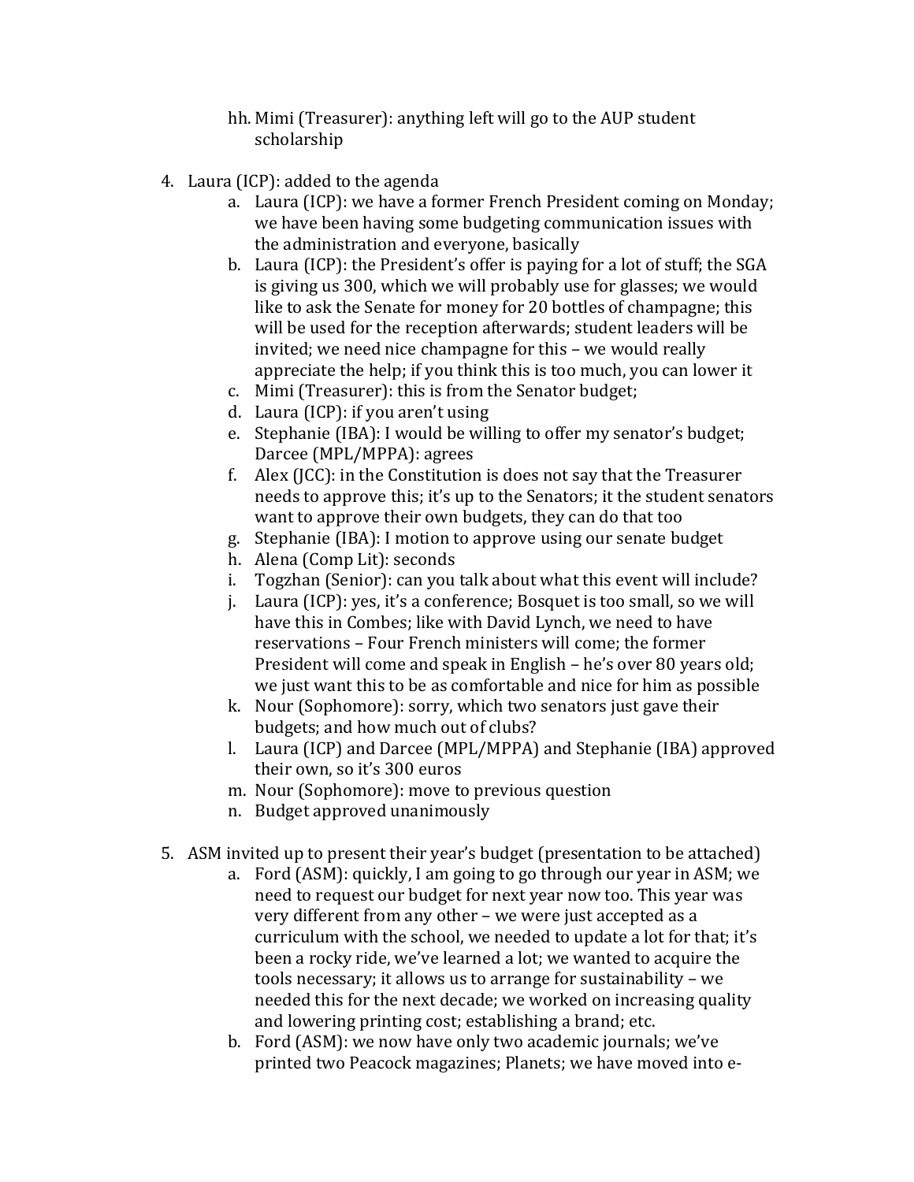hh. Mimi (Treasurer): anything left will go to the AUP student scholarship

4. Laura (ICP): added to the agenda
    a. Laura (ICP): we have a former French President coming on Monday; we have been having some budgeting communication issues with the administration and everyone, basically
    b. Laura (ICP): the President's offer is paying for a lot of stuff; the SGA is giving us 300, which we will probably use for glasses; we would like to ask the Senate for money for 20 bottles of champagne; this will be used for the reception afterwards; student leaders will be invited; we need nice champagne for this – we would really appreciate the help; if you think this is too much, you can lower it
    c. Mimi (Treasurer): this is from the Senator budget;
    d. Laura (ICP): if you aren't using
    e. Stephanie (IBA): I would be willing to offer my senator's budget; Darcee (MPL/MPPA): agrees
    f. Alex (JCC): in the Constitution is does not say that the Treasurer needs to approve this; it's up to the Senators; it the student senators want to approve their own budgets, they can do that too
    g. Stephanie (IBA): I motion to approve using our senate budget
    h. Alena (Comp Lit): seconds
    i. Togzhan (Senior): can you talk about what this event will include?
    j. Laura (ICP): yes, it's a conference; Bosquet is too small, so we will have this in Combes; like with David Lynch, we need to have reservations – Four French ministers will come; the former President will come and speak in English – he's over 80 years old; we just want this to be as comfortable and nice for him as possible
    k. Nour (Sophomore): sorry, which two senators just gave their budgets; and how much out of clubs?
    l. Laura (ICP) and Darcee (MPL/MPPA) and Stephanie (IBA) approved their own, so it's 300 euros
    m. Nour (Sophomore): move to previous question
    n. Budget approved unanimously

5. ASM invited up to present their year's budget (presentation to be attached)
    a. Ford (ASM): quickly, I am going to go through our year in ASM; we need to request our budget for next year now too. This year was very different from any other – we were just accepted as a curriculum with the school, we needed to update a lot for that; it's been a rocky ride, we've learned a lot; we wanted to acquire the tools necessary; it allows us to arrange for sustainability – we needed this for the next decade; we worked on increasing quality and lowering printing cost; establishing a brand; etc.
    b. Ford (ASM): we now have only two academic journals; we've printed two Peacock magazines; Planets; we have moved into e-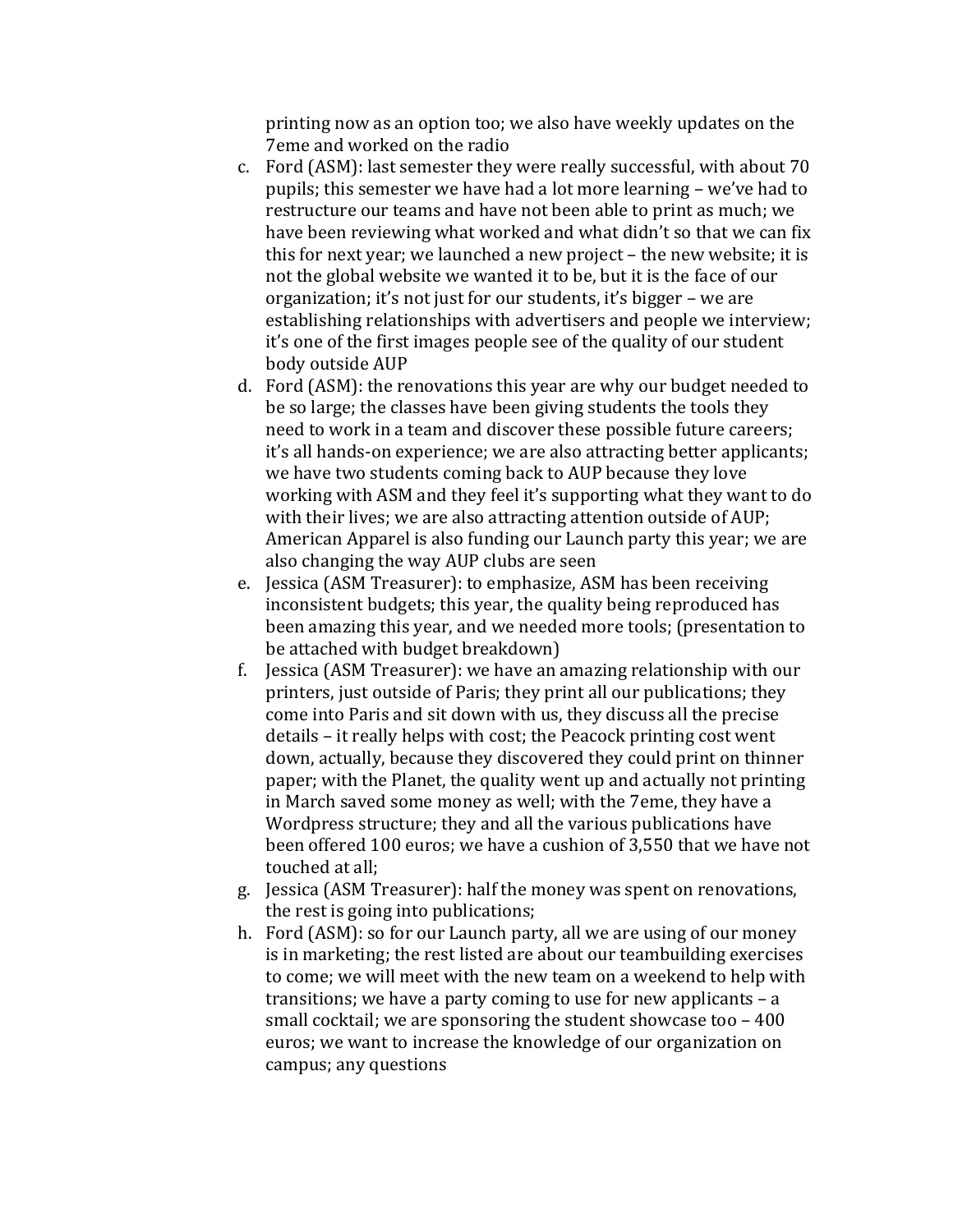printing now as an option too; we also have weekly updates on the 7eme and worked on the radio

c. Ford (ASM): last semester they were really successful, with about 70 pupils; this semester we have had a lot more learning – we've had to restructure our teams and have not been able to print as much; we have been reviewing what worked and what didn't so that we can fix this for next year; we launched a new project – the new website; it is not the global website we wanted it to be, but it is the face of our organization; it's not just for our students, it's bigger – we are establishing relationships with advertisers and people we interview; it's one of the first images people see of the quality of our student body outside AUP
d. Ford (ASM): the renovations this year are why our budget needed to be so large; the classes have been giving students the tools they need to work in a team and discover these possible future careers; it's all hands-on experience; we are also attracting better applicants; we have two students coming back to AUP because they love working with ASM and they feel it's supporting what they want to do with their lives; we are also attracting attention outside of AUP; American Apparel is also funding our Launch party this year; we are also changing the way AUP clubs are seen
e. Jessica (ASM Treasurer): to emphasize, ASM has been receiving inconsistent budgets; this year, the quality being reproduced has been amazing this year, and we needed more tools; (presentation to be attached with budget breakdown)
f. Jessica (ASM Treasurer): we have an amazing relationship with our printers, just outside of Paris; they print all our publications; they come into Paris and sit down with us, they discuss all the precise details – it really helps with cost; the Peacock printing cost went down, actually, because they discovered they could print on thinner paper; with the Planet, the quality went up and actually not printing in March saved some money as well; with the 7eme, they have a Wordpress structure; they and all the various publications have been offered 100 euros; we have a cushion of 3,550 that we have not touched at all;
g. Jessica (ASM Treasurer): half the money was spent on renovations, the rest is going into publications;
h. Ford (ASM): so for our Launch party, all we are using of our money is in marketing; the rest listed are about our teambuilding exercises to come; we will meet with the new team on a weekend to help with transitions; we have a party coming to use for new applicants – a small cocktail; we are sponsoring the student showcase too – 400 euros; we want to increase the knowledge of our organization on campus; any questions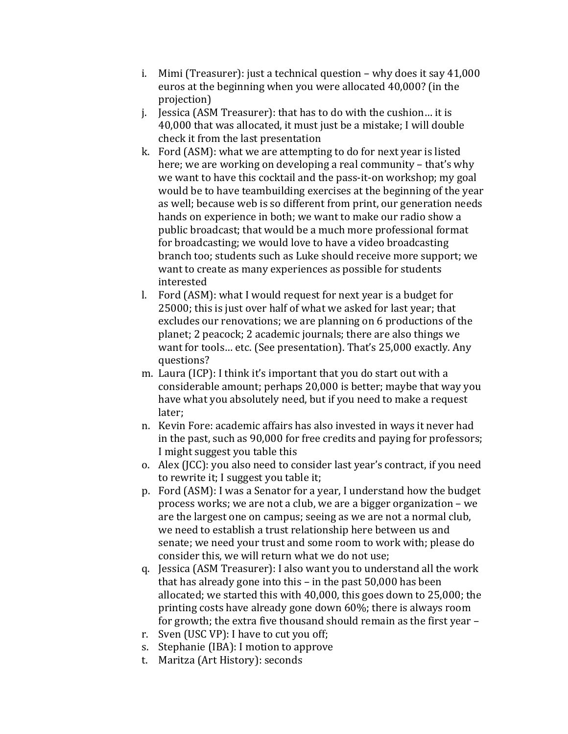i. Mimi (Treasurer): just a technical question – why does it say 41,000 euros at the beginning when you were allocated 40,000? (in the projection)
j. Jessica (ASM Treasurer): that has to do with the cushion… it is 40,000 that was allocated, it must just be a mistake; I will double check it from the last presentation
k. Ford (ASM): what we are attempting to do for next year is listed here; we are working on developing a real community – that's why we want to have this cocktail and the pass-it-on workshop; my goal would be to have teambuilding exercises at the beginning of the year as well; because web is so different from print, our generation needs hands on experience in both; we want to make our radio show a public broadcast; that would be a much more professional format for broadcasting; we would love to have a video broadcasting branch too; students such as Luke should receive more support; we want to create as many experiences as possible for students interested
l. Ford (ASM): what I would request for next year is a budget for 25000; this is just over half of what we asked for last year; that excludes our renovations; we are planning on 6 productions of the planet; 2 peacock; 2 academic journals; there are also things we want for tools… etc. (See presentation). That's 25,000 exactly. Any questions?
m. Laura (ICP): I think it's important that you do start out with a considerable amount; perhaps 20,000 is better; maybe that way you have what you absolutely need, but if you need to make a request later;
n. Kevin Fore: academic affairs has also invested in ways it never had in the past, such as 90,000 for free credits and paying for professors; I might suggest you table this
o. Alex (JCC): you also need to consider last year's contract, if you need to rewrite it; I suggest you table it;
p. Ford (ASM): I was a Senator for a year, I understand how the budget process works; we are not a club, we are a bigger organization – we are the largest one on campus; seeing as we are not a normal club, we need to establish a trust relationship here between us and senate; we need your trust and some room to work with; please do consider this, we will return what we do not use;
q. Jessica (ASM Treasurer): I also want you to understand all the work that has already gone into this – in the past 50,000 has been allocated; we started this with 40,000, this goes down to 25,000; the printing costs have already gone down 60%; there is always room for growth; the extra five thousand should remain as the first year –
r. Sven (USC VP): I have to cut you off;
s. Stephanie (IBA): I motion to approve
t. Maritza (Art History): seconds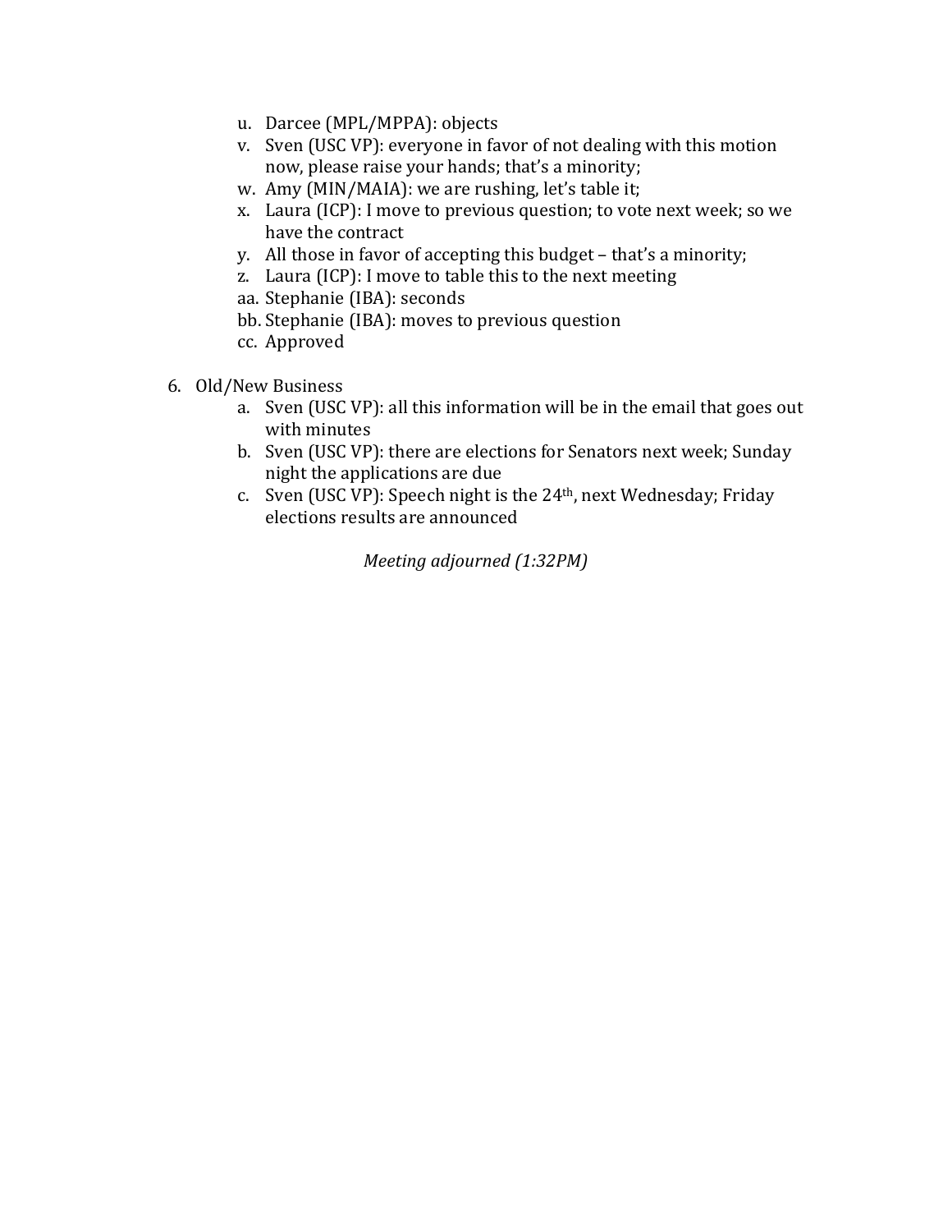u. Darcee (MPL/MPPA): objects
v. Sven (USC VP): everyone in favor of not dealing with this motion now, please raise your hands; that's a minority;
w. Amy (MIN/MAIA): we are rushing, let's table it;
x. Laura (ICP): I move to previous question; to vote next week; so we have the contract
y. All those in favor of accepting this budget – that's a minority;
z. Laura (ICP): I move to table this to the next meeting
aa. Stephanie (IBA): seconds
bb. Stephanie (IBA): moves to previous question
cc. Approved

6. Old/New Business
   a. Sven (USC VP): all this information will be in the email that goes out with minutes
   b. Sven (USC VP): there are elections for Senators next week; Sunday night the applications are due
   c. Sven (USC VP): Speech night is the 24th, next Wednesday; Friday elections results are announced

*Meeting adjourned (1:32PM)*